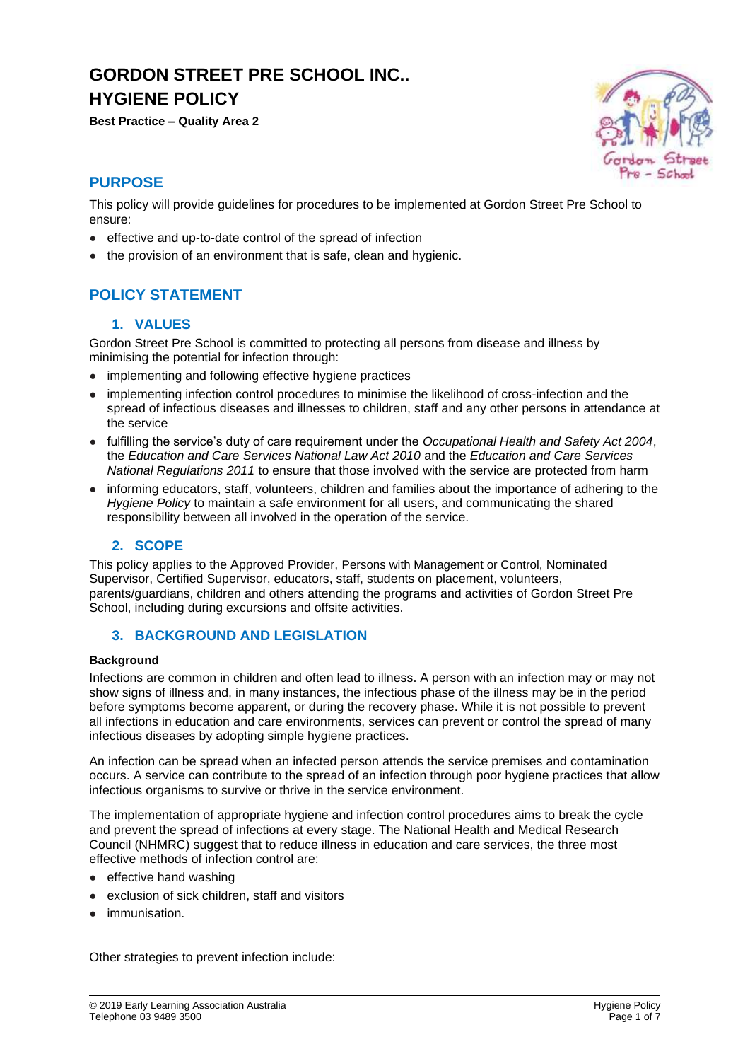# GORDON STREET PRE SCHOOL INC..
# HYGIENE POLICY

**Best Practice – Quality Area 2**

## PURPOSE

This policy will provide guidelines for procedures to be implemented at Gordon Street Pre School to ensure:

- effective and up-to-date control of the spread of infection
- the provision of an environment that is safe, clean and hygienic.

## POLICY STATEMENT

### 1. VALUES

Gordon Street Pre School is committed to protecting all persons from disease and illness by minimising the potential for infection through:

- implementing and following effective hygiene practices
- implementing infection control procedures to minimise the likelihood of cross-infection and the spread of infectious diseases and illnesses to children, staff and any other persons in attendance at the service
- fulfilling the service's duty of care requirement under the *Occupational Health and Safety Act 2004*, the *Education and Care Services National Law Act 2010* and the *Education and Care Services National Regulations 2011* to ensure that those involved with the service are protected from harm
- informing educators, staff, volunteers, children and families about the importance of adhering to the *Hygiene Policy* to maintain a safe environment for all users, and communicating the shared responsibility between all involved in the operation of the service.

### 2. SCOPE

This policy applies to the Approved Provider, Persons with Management or Control, Nominated Supervisor, Certified Supervisor, educators, staff, students on placement, volunteers, parents/guardians, children and others attending the programs and activities of Gordon Street Pre School, including during excursions and offsite activities.

### 3. BACKGROUND AND LEGISLATION

**Background**

Infections are common in children and often lead to illness. A person with an infection may or may not show signs of illness and, in many instances, the infectious phase of the illness may be in the period before symptoms become apparent, or during the recovery phase. While it is not possible to prevent all infections in education and care environments, services can prevent or control the spread of many infectious diseases by adopting simple hygiene practices.

An infection can be spread when an infected person attends the service premises and contamination occurs. A service can contribute to the spread of an infection through poor hygiene practices that allow infectious organisms to survive or thrive in the service environment.

The implementation of appropriate hygiene and infection control procedures aims to break the cycle and prevent the spread of infections at every stage. The National Health and Medical Research Council (NHMRC) suggest that to reduce illness in education and care services, the three most effective methods of infection control are:

- effective hand washing
- exclusion of sick children, staff and visitors
- immunisation.

Other strategies to prevent infection include: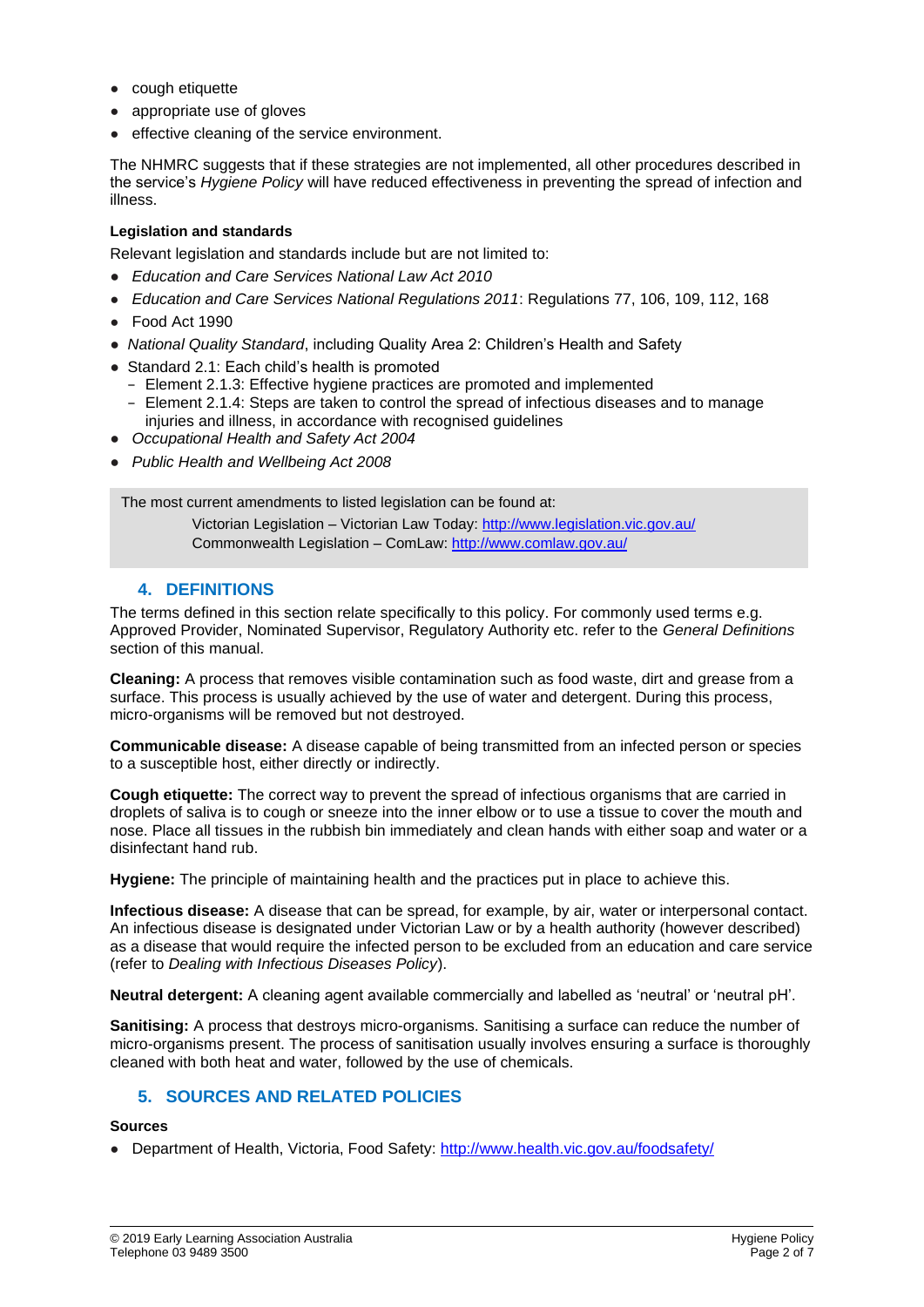- cough etiquette
- appropriate use of gloves
- effective cleaning of the service environment.

The NHMRC suggests that if these strategies are not implemented, all other procedures described in the service's *Hygiene Policy* will have reduced effectiveness in preventing the spread of infection and illness.

**Legislation and standards**

Relevant legislation and standards include but are not limited to:

- *Education and Care Services National Law Act 2010*
- *Education and Care Services National Regulations 2011*: Regulations 77, 106, 109, 112, 168
- Food Act 1990
- *National Quality Standard*, including Quality Area 2: Children's Health and Safety
- Standard 2.1: Each child's health is promoted
  - Element 2.1.3: Effective hygiene practices are promoted and implemented
  - Element 2.1.4: Steps are taken to control the spread of infectious diseases and to manage injuries and illness, in accordance with recognised guidelines
- *Occupational Health and Safety Act 2004*
- *Public Health and Wellbeing Act 2008*

The most current amendments to listed legislation can be found at:

Victorian Legislation – Victorian Law Today: http://www.legislation.vic.gov.au/
Commonwealth Legislation – ComLaw: http://www.comlaw.gov.au/

## 4. DEFINITIONS

The terms defined in this section relate specifically to this policy. For commonly used terms e.g. Approved Provider, Nominated Supervisor, Regulatory Authority etc. refer to the *General Definitions* section of this manual.

**Cleaning:** A process that removes visible contamination such as food waste, dirt and grease from a surface. This process is usually achieved by the use of water and detergent. During this process, micro-organisms will be removed but not destroyed.

**Communicable disease:** A disease capable of being transmitted from an infected person or species to a susceptible host, either directly or indirectly.

**Cough etiquette:** The correct way to prevent the spread of infectious organisms that are carried in droplets of saliva is to cough or sneeze into the inner elbow or to use a tissue to cover the mouth and nose. Place all tissues in the rubbish bin immediately and clean hands with either soap and water or a disinfectant hand rub.

**Hygiene:** The principle of maintaining health and the practices put in place to achieve this.

**Infectious disease:** A disease that can be spread, for example, by air, water or interpersonal contact. An infectious disease is designated under Victorian Law or by a health authority (however described) as a disease that would require the infected person to be excluded from an education and care service (refer to *Dealing with Infectious Diseases Policy*).

**Neutral detergent:** A cleaning agent available commercially and labelled as 'neutral' or 'neutral pH'.

**Sanitising:** A process that destroys micro-organisms. Sanitising a surface can reduce the number of micro-organisms present. The process of sanitisation usually involves ensuring a surface is thoroughly cleaned with both heat and water, followed by the use of chemicals.

## 5. SOURCES AND RELATED POLICIES

**Sources**

- Department of Health, Victoria, Food Safety: http://www.health.vic.gov.au/foodsafety/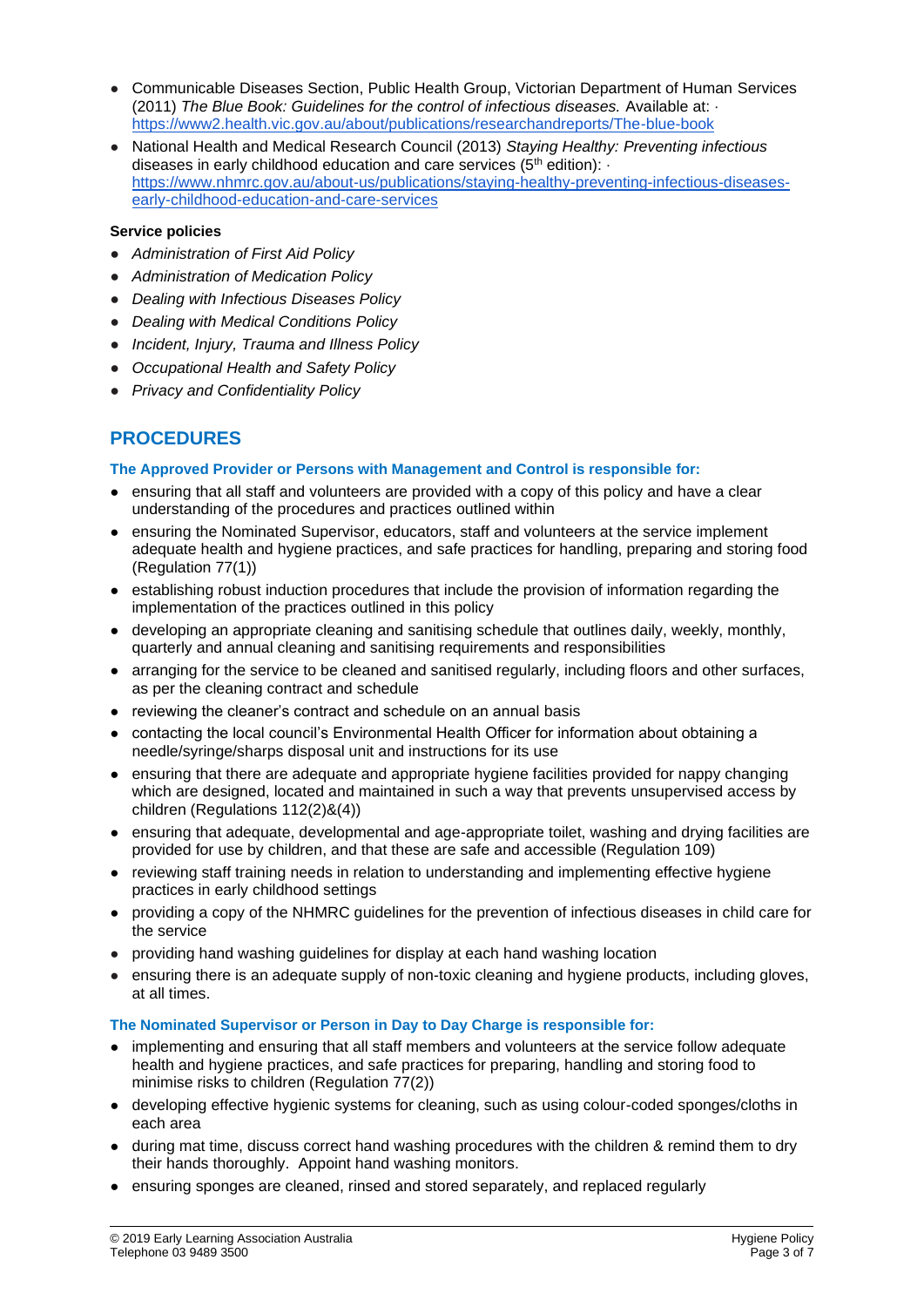- Communicable Diseases Section, Public Health Group, Victorian Department of Human Services (2011) *The Blue Book: Guidelines for the control of infectious diseases.* Available at: · https://www2.health.vic.gov.au/about/publications/researchandreports/The-blue-book
- National Health and Medical Research Council (2013) *Staying Healthy: Preventing infectious* diseases in early childhood education and care services (5th edition): · https://www.nhmrc.gov.au/about-us/publications/staying-healthy-preventing-infectious-diseases-early-childhood-education-and-care-services

**Service policies**

- *Administration of First Aid Policy*
- *Administration of Medication Policy*
- *Dealing with Infectious Diseases Policy*
- *Dealing with Medical Conditions Policy*
- *Incident, Injury, Trauma and Illness Policy*
- *Occupational Health and Safety Policy*
- *Privacy and Confidentiality Policy*

## PROCEDURES

### The Approved Provider or Persons with Management and Control is responsible for:

- ensuring that all staff and volunteers are provided with a copy of this policy and have a clear understanding of the procedures and practices outlined within
- ensuring the Nominated Supervisor, educators, staff and volunteers at the service implement adequate health and hygiene practices, and safe practices for handling, preparing and storing food (Regulation 77(1))
- establishing robust induction procedures that include the provision of information regarding the implementation of the practices outlined in this policy
- developing an appropriate cleaning and sanitising schedule that outlines daily, weekly, monthly, quarterly and annual cleaning and sanitising requirements and responsibilities
- arranging for the service to be cleaned and sanitised regularly, including floors and other surfaces, as per the cleaning contract and schedule
- reviewing the cleaner's contract and schedule on an annual basis
- contacting the local council's Environmental Health Officer for information about obtaining a needle/syringe/sharps disposal unit and instructions for its use
- ensuring that there are adequate and appropriate hygiene facilities provided for nappy changing which are designed, located and maintained in such a way that prevents unsupervised access by children (Regulations 112(2)&(4))
- ensuring that adequate, developmental and age-appropriate toilet, washing and drying facilities are provided for use by children, and that these are safe and accessible (Regulation 109)
- reviewing staff training needs in relation to understanding and implementing effective hygiene practices in early childhood settings
- providing a copy of the NHMRC guidelines for the prevention of infectious diseases in child care for the service
- providing hand washing guidelines for display at each hand washing location
- ensuring there is an adequate supply of non-toxic cleaning and hygiene products, including gloves, at all times.

### The Nominated Supervisor or Person in Day to Day Charge is responsible for:

- implementing and ensuring that all staff members and volunteers at the service follow adequate health and hygiene practices, and safe practices for preparing, handling and storing food to minimise risks to children (Regulation 77(2))
- developing effective hygienic systems for cleaning, such as using colour-coded sponges/cloths in each area
- during mat time, discuss correct hand washing procedures with the children & remind them to dry their hands thoroughly. Appoint hand washing monitors.
- ensuring sponges are cleaned, rinsed and stored separately, and replaced regularly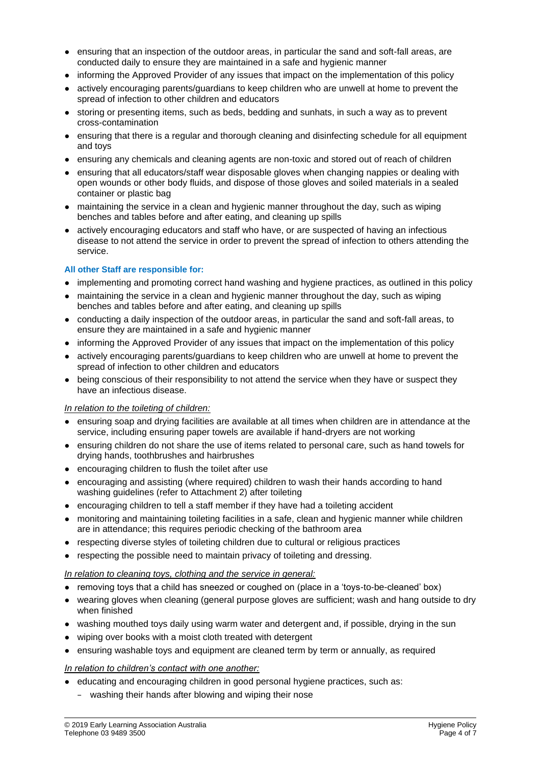- ensuring that an inspection of the outdoor areas, in particular the sand and soft-fall areas, are conducted daily to ensure they are maintained in a safe and hygienic manner
- informing the Approved Provider of any issues that impact on the implementation of this policy
- actively encouraging parents/guardians to keep children who are unwell at home to prevent the spread of infection to other children and educators
- storing or presenting items, such as beds, bedding and sunhats, in such a way as to prevent cross-contamination
- ensuring that there is a regular and thorough cleaning and disinfecting schedule for all equipment and toys
- ensuring any chemicals and cleaning agents are non-toxic and stored out of reach of children
- ensuring that all educators/staff wear disposable gloves when changing nappies or dealing with open wounds or other body fluids, and dispose of those gloves and soiled materials in a sealed container or plastic bag
- maintaining the service in a clean and hygienic manner throughout the day, such as wiping benches and tables before and after eating, and cleaning up spills
- actively encouraging educators and staff who have, or are suspected of having an infectious disease to not attend the service in order to prevent the spread of infection to others attending the service.

**All other Staff are responsible for:**

- implementing and promoting correct hand washing and hygiene practices, as outlined in this policy
- maintaining the service in a clean and hygienic manner throughout the day, such as wiping benches and tables before and after eating, and cleaning up spills
- conducting a daily inspection of the outdoor areas, in particular the sand and soft-fall areas, to ensure they are maintained in a safe and hygienic manner
- informing the Approved Provider of any issues that impact on the implementation of this policy
- actively encouraging parents/guardians to keep children who are unwell at home to prevent the spread of infection to other children and educators
- being conscious of their responsibility to not attend the service when they have or suspect they have an infectious disease.

*In relation to the toileting of children:*

- ensuring soap and drying facilities are available at all times when children are in attendance at the service, including ensuring paper towels are available if hand-dryers are not working
- ensuring children do not share the use of items related to personal care, such as hand towels for drying hands, toothbrushes and hairbrushes
- encouraging children to flush the toilet after use
- encouraging and assisting (where required) children to wash their hands according to hand washing guidelines (refer to Attachment 2) after toileting
- encouraging children to tell a staff member if they have had a toileting accident
- monitoring and maintaining toileting facilities in a safe, clean and hygienic manner while children are in attendance; this requires periodic checking of the bathroom area
- respecting diverse styles of toileting children due to cultural or religious practices
- respecting the possible need to maintain privacy of toileting and dressing.

*In relation to cleaning toys, clothing and the service in general:*

- removing toys that a child has sneezed or coughed on (place in a 'toys-to-be-cleaned' box)
- wearing gloves when cleaning (general purpose gloves are sufficient; wash and hang outside to dry when finished
- washing mouthed toys daily using warm water and detergent and, if possible, drying in the sun
- wiping over books with a moist cloth treated with detergent
- ensuring washable toys and equipment are cleaned term by term or annually, as required

*In relation to children's contact with one another:*

- educating and encouraging children in good personal hygiene practices, such as:
  - washing their hands after blowing and wiping their nose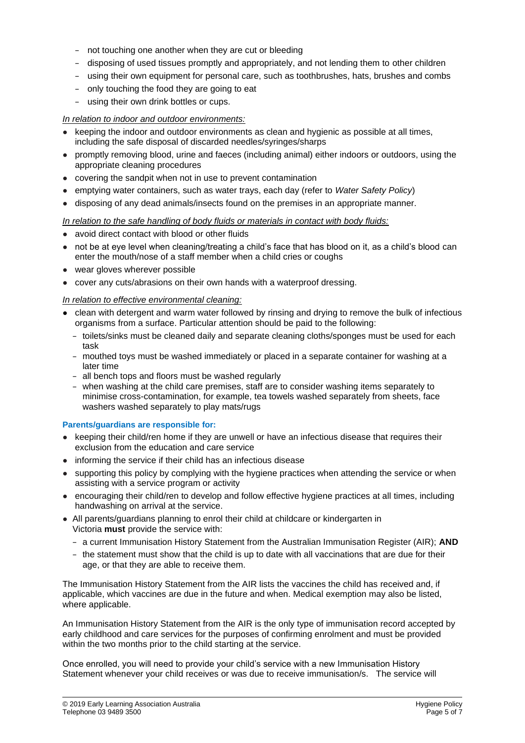- not touching one another when they are cut or bleeding
- disposing of used tissues promptly and appropriately, and not lending them to other children
- using their own equipment for personal care, such as toothbrushes, hats, brushes and combs
- only touching the food they are going to eat
- using their own drink bottles or cups.

*In relation to indoor and outdoor environments:*

- keeping the indoor and outdoor environments as clean and hygienic as possible at all times, including the safe disposal of discarded needles/syringes/sharps
- promptly removing blood, urine and faeces (including animal) either indoors or outdoors, using the appropriate cleaning procedures
- covering the sandpit when not in use to prevent contamination
- emptying water containers, such as water trays, each day (refer to *Water Safety Policy*)
- disposing of any dead animals/insects found on the premises in an appropriate manner.

*In relation to the safe handling of body fluids or materials in contact with body fluids:*

- avoid direct contact with blood or other fluids
- not be at eye level when cleaning/treating a child's face that has blood on it, as a child's blood can enter the mouth/nose of a staff member when a child cries or coughs
- wear gloves wherever possible
- cover any cuts/abrasions on their own hands with a waterproof dressing.

*In relation to effective environmental cleaning:*

- clean with detergent and warm water followed by rinsing and drying to remove the bulk of infectious organisms from a surface. Particular attention should be paid to the following:
  - toilets/sinks must be cleaned daily and separate cleaning cloths/sponges must be used for each task
  - mouthed toys must be washed immediately or placed in a separate container for washing at a later time
  - all bench tops and floors must be washed regularly
  - when washing at the child care premises, staff are to consider washing items separately to minimise cross-contamination, for example, tea towels washed separately from sheets, face washers washed separately to play mats/rugs

**Parents/guardians are responsible for:**

- keeping their child/ren home if they are unwell or have an infectious disease that requires their exclusion from the education and care service
- informing the service if their child has an infectious disease
- supporting this policy by complying with the hygiene practices when attending the service or when assisting with a service program or activity
- encouraging their child/ren to develop and follow effective hygiene practices at all times, including handwashing on arrival at the service.
- All parents/guardians planning to enrol their child at childcare or kindergarten in Victoria **must** provide the service with:
  - a current Immunisation History Statement from the Australian Immunisation Register (AIR); **AND**
  - the statement must show that the child is up to date with all vaccinations that are due for their age, or that they are able to receive them.

The Immunisation History Statement from the AIR lists the vaccines the child has received and, if applicable, which vaccines are due in the future and when. Medical exemption may also be listed, where applicable.

An Immunisation History Statement from the AIR is the only type of immunisation record accepted by early childhood and care services for the purposes of confirming enrolment and must be provided within the two months prior to the child starting at the service.

Once enrolled, you will need to provide your child's service with a new Immunisation History Statement whenever your child receives or was due to receive immunisation/s. The service will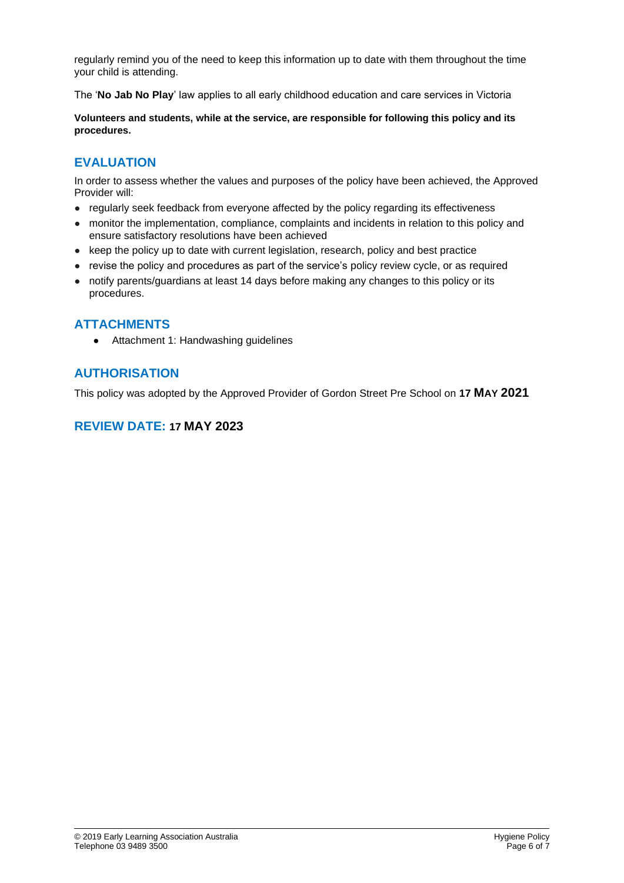regularly remind you of the need to keep this information up to date with them throughout the time your child is attending.

The '**No Jab No Play**' law applies to all early childhood education and care services in Victoria

**Volunteers and students, while at the service, are responsible for following this policy and its procedures.**

## EVALUATION

In order to assess whether the values and purposes of the policy have been achieved, the Approved Provider will:

- regularly seek feedback from everyone affected by the policy regarding its effectiveness
- monitor the implementation, compliance, complaints and incidents in relation to this policy and ensure satisfactory resolutions have been achieved
- keep the policy up to date with current legislation, research, policy and best practice
- revise the policy and procedures as part of the service's policy review cycle, or as required
- notify parents/guardians at least 14 days before making any changes to this policy or its procedures.

## ATTACHMENTS

- Attachment 1: Handwashing guidelines

## AUTHORISATION

This policy was adopted by the Approved Provider of Gordon Street Pre School on **17 MAY 2021**

## REVIEW DATE: 17 MAY 2023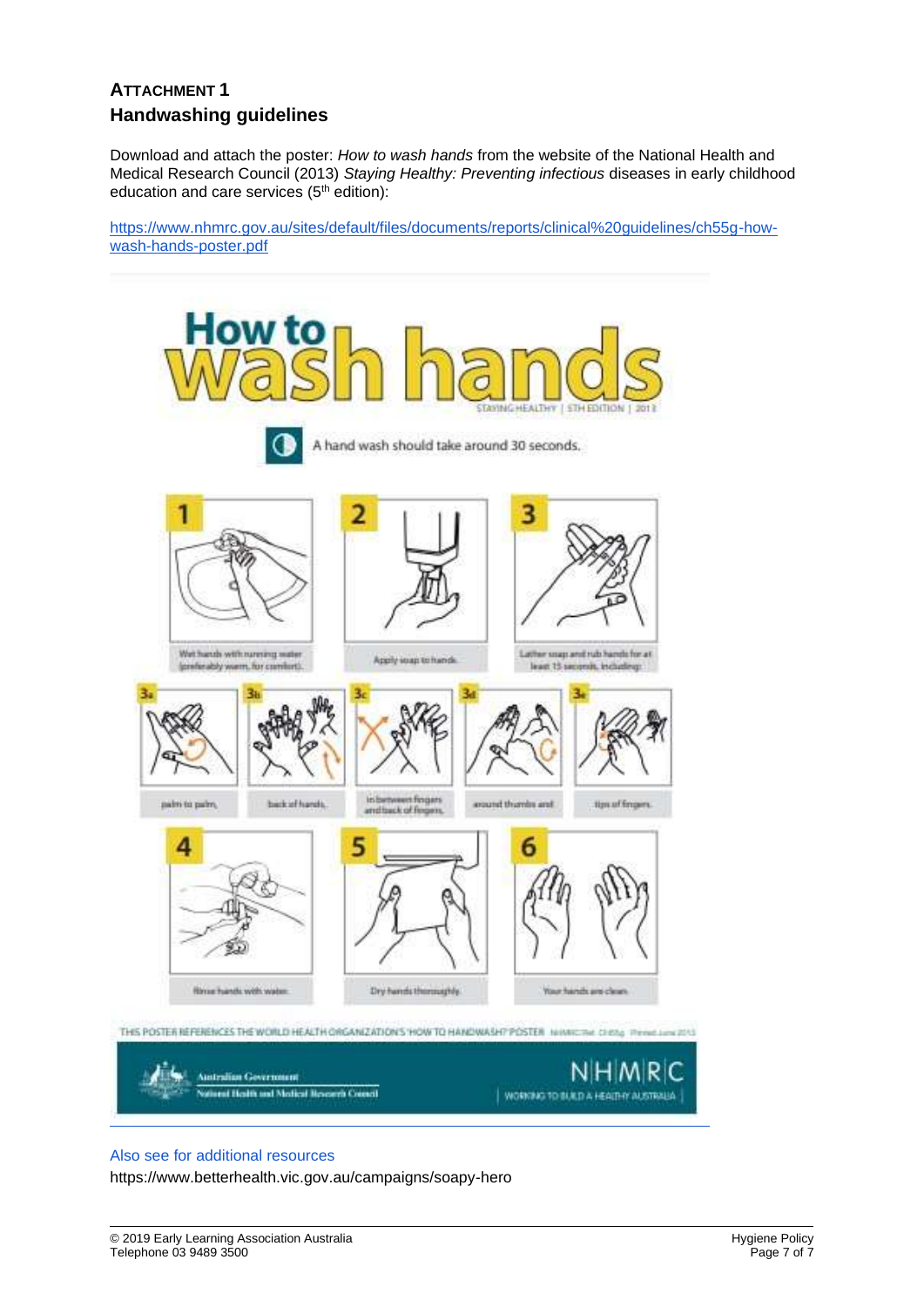## Attachment 1
## Handwashing guidelines

Download and attach the poster: *How to wash hands* from the website of the National Health and Medical Research Council (2013) *Staying Healthy: Preventing infectious* diseases in early childhood education and care services (5th edition):

https://www.nhmrc.gov.au/sites/default/files/documents/reports/clinical%20guidelines/ch55g-how-wash-hands-poster.pdf

# How to wash hands

STAYING HEALTHY | 5TH EDITION | 2013

A hand wash should take around 30 seconds.

1. Wet hands with running water (preferably warm, for comfort).
2. Apply soap to hands.
3. Lather soap and rub hands for at least 15 seconds, including:
   - 3a palm to palm,
   - 3b back of hands,
   - 3c in between fingers and back of fingers,
   - 3d around thumbs and
   - 3e tips of fingers.
4. Rinse hands with water.
5. Dry hands thoroughly.
6. Your hands are clean.

THIS POSTER REFERENCES THE WORLD HEALTH ORGANIZATION'S 'HOW TO HANDWASH?' POSTER

Australian Government
National Health and Medical Research Council

NHMRC
WORKING TO BUILD A HEALTHY AUSTRALIA

Also see for additional resources

https://www.betterhealth.vic.gov.au/campaigns/soapy-hero